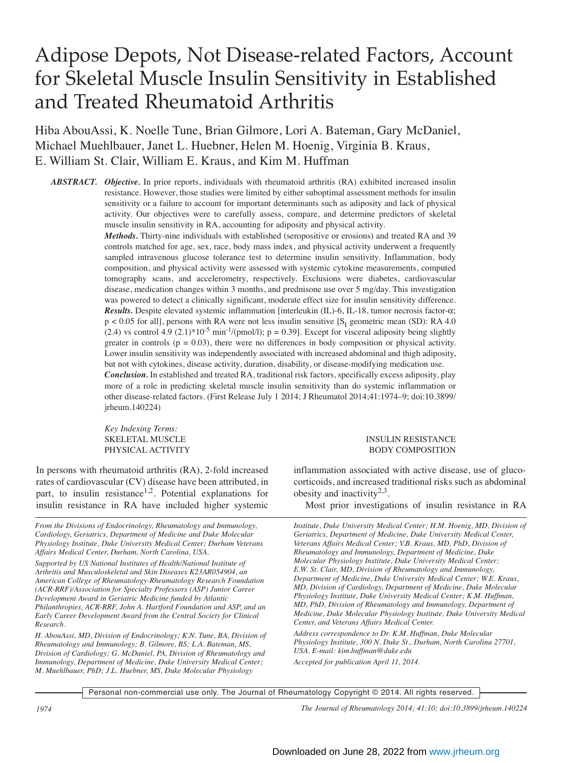# Adipose Depots, Not Disease-related Factors, Account for Skeletal Muscle Insulin Sensitivity in Established and Treated Rheumatoid Arthritis

Hiba AbouAssi, K. Noelle Tune, Brian Gilmore, Lori A. Bateman, Gary McDaniel, Michael Muehlbauer, Janet L. Huebner, Helen M. Hoenig, Virginia B. Kraus, E. William St. Clair, William E. Kraus, and Kim M. Huffman

***ABSTRACT.*** ***Objective.*** In prior reports, individuals with rheumatoid arthritis (RA) exhibited increased insulin resistance. However, those studies were limited by either suboptimal assessment methods for insulin sensitivity or a failure to account for important determinants such as adiposity and lack of physical activity. Our objectives were to carefully assess, compare, and determine predictors of skeletal muscle insulin sensitivity in RA, accounting for adiposity and physical activity.

***Methods.*** Thirty-nine individuals with established (seropositive or erosions) and treated RA and 39 controls matched for age, sex, race, body mass index, and physical activity underwent a frequently sampled intravenous glucose tolerance test to determine insulin sensitivity. Inflammation, body composition, and physical activity were assessed with systemic cytokine measurements, computed tomography scans, and accelerometry, respectively. Exclusions were diabetes, cardiovascular disease, medication changes within 3 months, and prednisone use over 5 mg/day. This investigation was powered to detect a clinically significant, moderate effect size for insulin sensitivity difference.

***Results.*** Despite elevated systemic inflammation [interleukin (IL)-6, IL-18, tumor necrosis factor-α; $p < 0.05$ for all], persons with RA were not less insulin sensitive [$S_I$ geometric mean (SD): RA 4.0 (2.4) vs control 4.9 (2.1)$*10^{-5}$ $min^{-1}/(pmol/l)$; $p = 0.39$]. Except for visceral adiposity being slightly greater in controls ($p = 0.03$), there were no differences in body composition or physical activity. Lower insulin sensitivity was independently associated with increased abdominal and thigh adiposity, but not with cytokines, disease activity, duration, disability, or disease-modifying medication use.

***Conclusion.*** In established and treated RA, traditional risk factors, specifically excess adiposity, play more of a role in predicting skeletal muscle insulin sensitivity than do systemic inflammation or other disease-related factors. (First Release July 1 2014; J Rheumatol 2014;41:1974–9; doi:10.3899/jrheum.140224)

*Key Indexing Terms:*
SKELETAL MUSCLE — INSULIN RESISTANCE
PHYSICAL ACTIVITY — BODY COMPOSITION

In persons with rheumatoid arthritis (RA), 2-fold increased rates of cardiovascular (CV) disease have been attributed, in part, to insulin resistance[1,2]. Potential explanations for insulin resistance in RA have included higher systemic inflammation associated with active disease, use of glucocorticoids, and increased traditional risks such as abdominal obesity and inactivity[2,3].

Most prior investigations of insulin resistance in RA

*From the Divisions of Endocrinology, Rheumatology and Immunology, Cardiology, Geriatrics, Department of Medicine and Duke Molecular Physiology Institute, Duke University Medical Center; Durham Veterans Affairs Medical Center, Durham, North Carolina, USA.*

*Supported by US National Institutes of Health/National Institute of Arthritis and Musculoskeletal and Skin Diseases K23AR054904, an American College of Rheumatology-Rheumatology Research Foundation (ACR-RRF)/Association for Specialty Professors (ASP) Junior Career Development Award in Geriatric Medicine funded by Atlantic Philanthropies, ACR-RRF, John A. Hartford Foundation and ASP, and an Early Career Development Award from the Central Society for Clinical Research.*

*H. AbouAssi, MD, Division of Endocrinology; K.N. Tune, BA, Division of Rheumatology and Immunology; B. Gilmore, BS; L.A. Bateman, MS, Division of Cardiology; G. McDaniel, PA, Division of Rheumatology and Immunology, Department of Medicine, Duke University Medical Center; M. Muehlbauer, PhD; J.L. Huebner, MS, Duke Molecular Physiology Institute, Duke University Medical Center; H.M. Hoenig, MD, Division of Geriatrics, Department of Medicine, Duke University Medical Center, Veterans Affairs Medical Center; V.B. Kraus, MD, PhD, Division of Rheumatology and Immunology, Department of Medicine, Duke Molecular Physiology Institute, Duke University Medical Center; E.W. St. Clair, MD, Division of Rheumatology and Immunology, Department of Medicine, Duke University Medical Center; W.E. Kraus, MD, Division of Cardiology, Department of Medicine, Duke Molecular Physiology Institute, Duke University Medical Center; K.M. Huffman, MD, PhD, Division of Rheumatology and Immunology, Department of Medicine, Duke Molecular Physiology Institute, Duke University Medical Center, and Veterans Affairs Medical Center.*

*Address correspondence to Dr. K.M. Huffman, Duke Molecular Physiology Institute, 300 N. Duke St., Durham, North Carolina 27701, USA. E-mail: kim.huffman@duke.edu*

*Accepted for publication April 11, 2014.*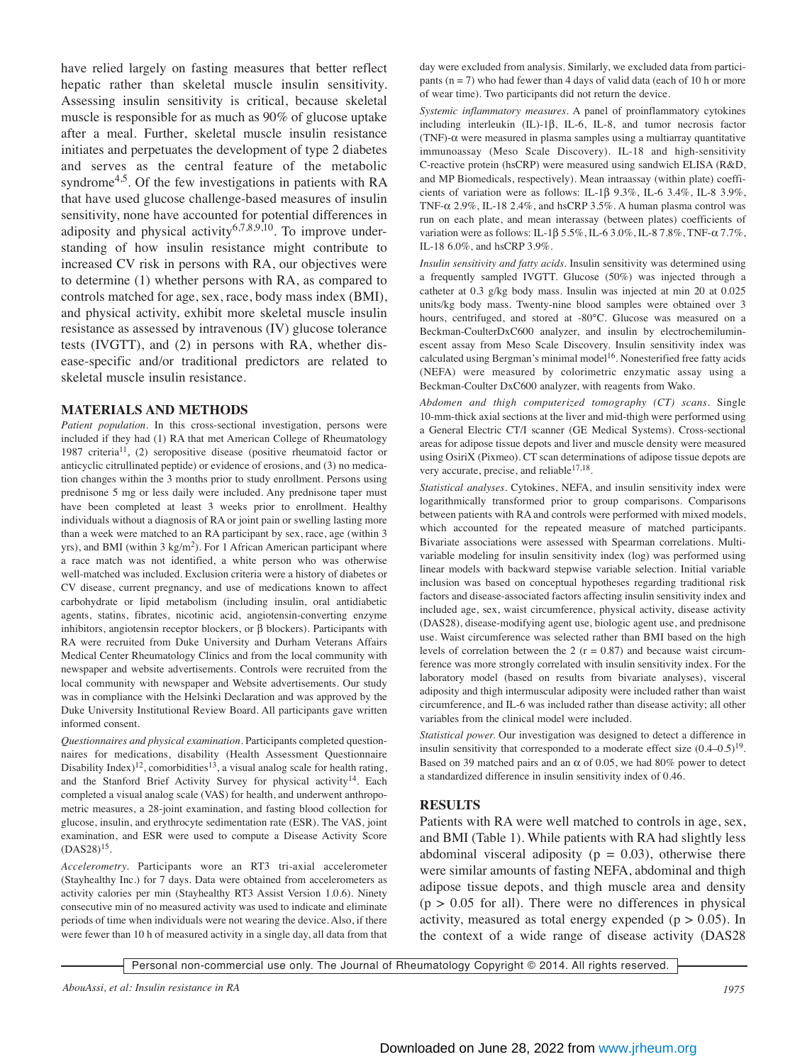have relied largely on fasting measures that better reflect hepatic rather than skeletal muscle insulin sensitivity. Assessing insulin sensitivity is critical, because skeletal muscle is responsible for as much as 90% of glucose uptake after a meal. Further, skeletal muscle insulin resistance initiates and perpetuates the development of type 2 diabetes and serves as the central feature of the metabolic syndrome[4,5]. Of the few investigations in patients with RA that have used glucose challenge-based measures of insulin sensitivity, none have accounted for potential differences in adiposity and physical activity[6,7,8,9,10]. To improve understanding of how insulin resistance might contribute to increased CV risk in persons with RA, our objectives were to determine (1) whether persons with RA, as compared to controls matched for age, sex, race, body mass index (BMI), and physical activity, exhibit more skeletal muscle insulin resistance as assessed by intravenous (IV) glucose tolerance tests (IVGTT), and (2) in persons with RA, whether disease-specific and/or traditional predictors are related to skeletal muscle insulin resistance.

## MATERIALS AND METHODS

*Patient population.* In this cross-sectional investigation, persons were included if they had (1) RA that met American College of Rheumatology 1987 criteria[11], (2) seropositive disease (positive rheumatoid factor or anticyclic citrullinated peptide) or evidence of erosions, and (3) no medication changes within the 3 months prior to study enrollment. Persons using prednisone 5 mg or less daily were included. Any prednisone taper must have been completed at least 3 weeks prior to enrollment. Healthy individuals without a diagnosis of RA or joint pain or swelling lasting more than a week were matched to an RA participant by sex, race, age (within 3 yrs), and BMI (within 3 kg/m$^2$). For 1 African American participant where a race match was not identified, a white person who was otherwise well-matched was included. Exclusion criteria were a history of diabetes or CV disease, current pregnancy, and use of medications known to affect carbohydrate or lipid metabolism (including insulin, oral antidiabetic agents, statins, fibrates, nicotinic acid, angiotensin-converting enzyme inhibitors, angiotensin receptor blockers, or β blockers). Participants with RA were recruited from Duke University and Durham Veterans Affairs Medical Center Rheumatology Clinics and from the local community with newspaper and website advertisements. Controls were recruited from the local community with newspaper and Website advertisements. Our study was in compliance with the Helsinki Declaration and was approved by the Duke University Institutional Review Board. All participants gave written informed consent.

*Questionnaires and physical examination.* Participants completed questionnaires for medications, disability (Health Assessment Questionnaire Disability Index)[12], comorbidities[13], a visual analog scale for health rating, and the Stanford Brief Activity Survey for physical activity[14]. Each completed a visual analog scale (VAS) for health, and underwent anthropometric measures, a 28-joint examination, and fasting blood collection for glucose, insulin, and erythrocyte sedimentation rate (ESR). The VAS, joint examination, and ESR were used to compute a Disease Activity Score (DAS28)[15].

*Accelerometry.* Participants wore an RT3 tri-axial accelerometer (Stayhealthy Inc.) for 7 days. Data were obtained from accelerometers as activity calories per min (Stayhealthy RT3 Assist Version 1.0.6). Ninety consecutive min of no measured activity was used to indicate and eliminate periods of time when individuals were not wearing the device. Also, if there were fewer than 10 h of measured activity in a single day, all data from that day were excluded from analysis. Similarly, we excluded data from participants (n = 7) who had fewer than 4 days of valid data (each of 10 h or more of wear time). Two participants did not return the device.

*Systemic inflammatory measures.* A panel of proinflammatory cytokines including interleukin (IL)-1β, IL-6, IL-8, and tumor necrosis factor (TNF)-α were measured in plasma samples using a multiarray quantitative immunoassay (Meso Scale Discovery). IL-18 and high-sensitivity C-reactive protein (hsCRP) were measured using sandwich ELISA (R&D, and MP Biomedicals, respectively). Mean intraassay (within plate) coefficients of variation were as follows: IL-1β 9.3%, IL-6 3.4%, IL-8 3.9%, TNF-α 2.9%, IL-18 2.4%, and hsCRP 3.5%. A human plasma control was run on each plate, and mean interassay (between plates) coefficients of variation were as follows: IL-1β 5.5%, IL-6 3.0%, IL-8 7.8%, TNF-α 7.7%, IL-18 6.0%, and hsCRP 3.9%.

*Insulin sensitivity and fatty acids.* Insulin sensitivity was determined using a frequently sampled IVGTT. Glucose (50%) was injected through a catheter at 0.3 g/kg body mass. Insulin was injected at min 20 at 0.025 units/kg body mass. Twenty-nine blood samples were obtained over 3 hours, centrifuged, and stored at -80°C. Glucose was measured on a Beckman-CoulterDxC600 analyzer, and insulin by electrochemiluminescent assay from Meso Scale Discovery. Insulin sensitivity index was calculated using Bergman's minimal model[16]. Nonesterified free fatty acids (NEFA) were measured by colorimetric enzymatic assay using a Beckman-Coulter DxC600 analyzer, with reagents from Wako.

*Abdomen and thigh computerized tomography (CT) scans.* Single 10-mm-thick axial sections at the liver and mid-thigh were performed using a General Electric CT/I scanner (GE Medical Systems). Cross-sectional areas for adipose tissue depots and liver and muscle density were measured using OsiriX (Pixmeo). CT scan determinations of adipose tissue depots are very accurate, precise, and reliable[17,18].

*Statistical analyses.* Cytokines, NEFA, and insulin sensitivity index were logarithmically transformed prior to group comparisons. Comparisons between patients with RA and controls were performed with mixed models, which accounted for the repeated measure of matched participants. Bivariate associations were assessed with Spearman correlations. Multivariable modeling for insulin sensitivity index (log) was performed using linear models with backward stepwise variable selection. Initial variable inclusion was based on conceptual hypotheses regarding traditional risk factors and disease-associated factors affecting insulin sensitivity index and included age, sex, waist circumference, physical activity, disease activity (DAS28), disease-modifying agent use, biologic agent use, and prednisone use. Waist circumference was selected rather than BMI based on the high levels of correlation between the 2 (r = 0.87) and because waist circumference was more strongly correlated with insulin sensitivity index. For the laboratory model (based on results from bivariate analyses), visceral adiposity and thigh intermuscular adiposity were included rather than waist circumference, and IL-6 was included rather than disease activity; all other variables from the clinical model were included.

*Statistical power.* Our investigation was designed to detect a difference in insulin sensitivity that corresponded to a moderate effect size (0.4–0.5)[19]. Based on 39 matched pairs and an α of 0.05, we had 80% power to detect a standardized difference in insulin sensitivity index of 0.46.

## RESULTS

Patients with RA were well matched to controls in age, sex, and BMI (Table 1). While patients with RA had slightly less abdominal visceral adiposity (p = 0.03), otherwise there were similar amounts of fasting NEFA, abdominal and thigh adipose tissue depots, and thigh muscle area and density (p > 0.05 for all). There were no differences in physical activity, measured as total energy expended (p > 0.05). In the context of a wide range of disease activity (DAS28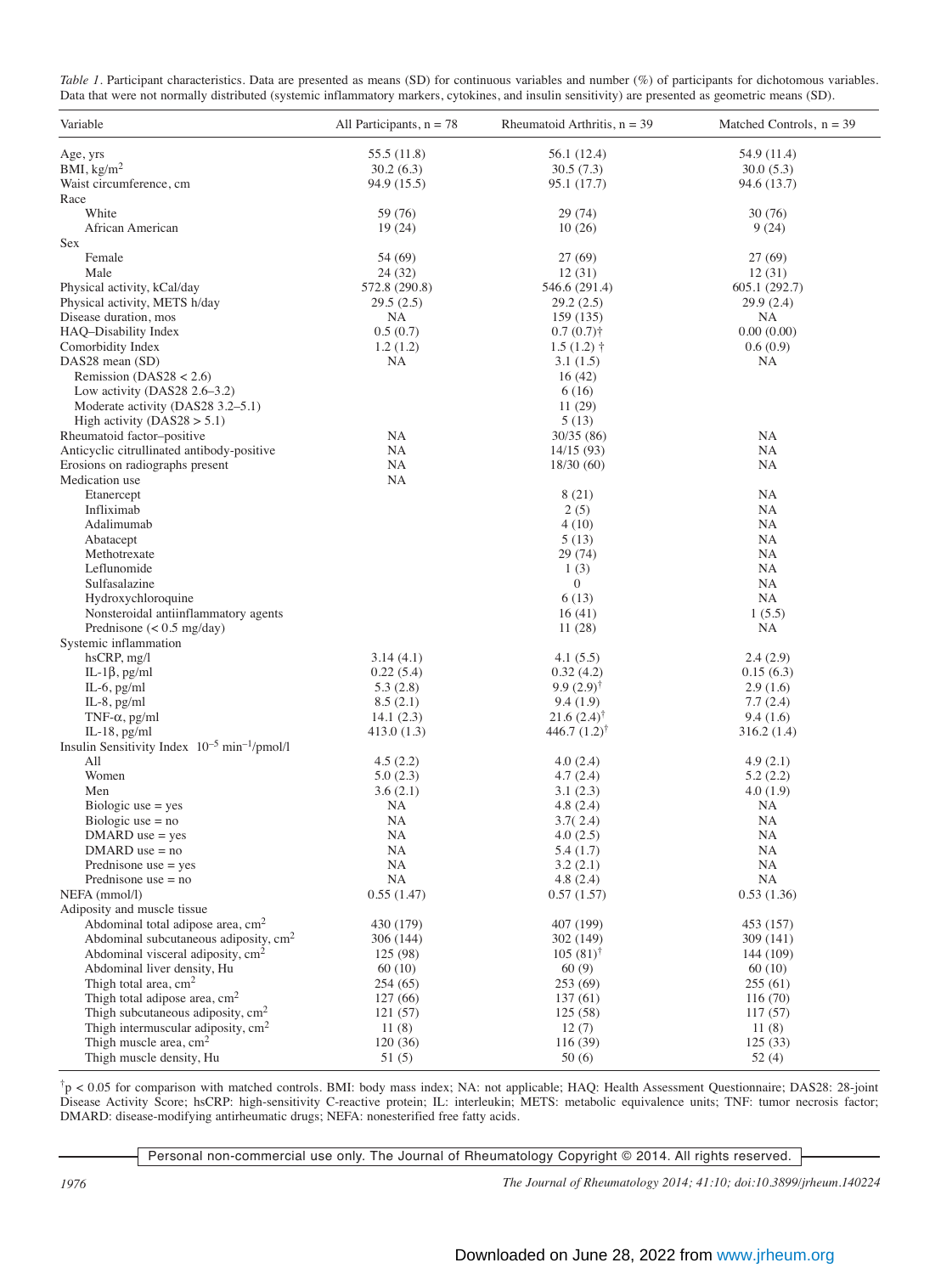*Table 1*. Participant characteristics. Data are presented as means (SD) for continuous variables and number (%) of participants for dichotomous variables. Data that were not normally distributed (systemic inflammatory markers, cytokines, and insulin sensitivity) are presented as geometric means (SD).

| Variable | All Participants, n = 78 | Rheumatoid Arthritis, n = 39 | Matched Controls, n = 39 |
|---|---|---|---|
| Age, yrs | 55.5 (11.8) | 56.1 (12.4) | 54.9 (11.4) |
| BMI, $kg/m^2$ | 30.2 (6.3) | 30.5 (7.3) | 30.0 (5.3) |
| Waist circumference, cm | 94.9 (15.5) | 95.1 (17.7) | 94.6 (13.7) |
| Race | | | |
| White | 59 (76) | 29 (74) | 30 (76) |
| African American | 19 (24) | 10 (26) | 9 (24) |
| Sex | | | |
| Female | 54 (69) | 27 (69) | 27 (69) |
| Male | 24 (32) | 12 (31) | 12 (31) |
| Physical activity, kCal/day | 572.8 (290.8) | 546.6 (291.4) | 605.1 (292.7) |
| Physical activity, METS h/day | 29.5 (2.5) | 29.2 (2.5) | 29.9 (2.4) |
| Disease duration, mos | NA | 159 (135) | NA |
| HAQ–Disability Index | 0.5 (0.7) | 0.7 (0.7)† | 0.00 (0.00) |
| Comorbidity Index | 1.2 (1.2) | 1.5 (1.2) † | 0.6 (0.9) |
| DAS28 mean (SD) | NA | 3.1 (1.5) | NA |
| Remission (DAS28 < 2.6) | | 16 (42) | |
| Low activity (DAS28 2.6–3.2) | | 6 (16) | |
| Moderate activity (DAS28 3.2–5.1) | | 11 (29) | |
| High activity (DAS28 > 5.1) | | 5 (13) | |
| Rheumatoid factor–positive | NA | 30/35 (86) | NA |
| Anticyclic citrullinated antibody-positive | NA | 14/15 (93) | NA |
| Erosions on radiographs present | NA | 18/30 (60) | NA |
| Medication use | NA | | |
| Etanercept | | 8 (21) | NA |
| Infliximab | | 2 (5) | NA |
| Adalimumab | | 4 (10) | NA |
| Abatacept | | 5 (13) | NA |
| Methotrexate | | 29 (74) | NA |
| Leflunomide | | 1 (3) | NA |
| Sulfasalazine | | 0 | NA |
| Hydroxychloroquine | | 6 (13) | NA |
| Nonsteroidal antiinflammatory agents | | 16 (41) | 1 (5.5) |
| Prednisone (< 0.5 mg/day) | | 11 (28) | NA |
| Systemic inflammation | | | |
| hsCRP, mg/l | 3.14 (4.1) | 4.1 (5.5) | 2.4 (2.9) |
| IL-1β, pg/ml | 0.22 (5.4) | 0.32 (4.2) | 0.15 (6.3) |
| IL-6, pg/ml | 5.3 (2.8) | 9.9 (2.9)† | 2.9 (1.6) |
| IL-8, pg/ml | 8.5 (2.1) | 9.4 (1.9) | 7.7 (2.4) |
| TNF-α, pg/ml | 14.1 (2.3) | 21.6 (2.4)† | 9.4 (1.6) |
| IL-18, pg/ml | 413.0 (1.3) | 446.7 (1.2)† | 316.2 (1.4) |
| Insulin Sensitivity Index $10^{-5}$ $min^{-1}$/pmol/l | | | |
| All | 4.5 (2.2) | 4.0 (2.4) | 4.9 (2.1) |
| Women | 5.0 (2.3) | 4.7 (2.4) | 5.2 (2.2) |
| Men | 3.6 (2.1) | 3.1 (2.3) | 4.0 (1.9) |
| Biologic use = yes | NA | 4.8 (2.4) | NA |
| Biologic use = no | NA | 3.7( 2.4) | NA |
| DMARD use = yes | NA | 4.0 (2.5) | NA |
| DMARD use = no | NA | 5.4 (1.7) | NA |
| Prednisone use = yes | NA | 3.2 (2.1) | NA |
| Prednisone use = no | NA | 4.8 (2.4) | NA |
| NEFA (mmol/l) | 0.55 (1.47) | 0.57 (1.57) | 0.53 (1.36) |
| Adiposity and muscle tissue | | | |
| Abdominal total adipose area, $cm^2$ | 430 (179) | 407 (199) | 453 (157) |
| Abdominal subcutaneous adiposity, $cm^2$ | 306 (144) | 302 (149) | 309 (141) |
| Abdominal visceral adiposity, $cm^2$ | 125 (98) | 105 (81)† | 144 (109) |
| Abdominal liver density, Hu | 60 (10) | 60 (9) | 60 (10) |
| Thigh total area, $cm^2$ | 254 (65) | 253 (69) | 255 (61) |
| Thigh total adipose area, $cm^2$ | 127 (66) | 137 (61) | 116 (70) |
| Thigh subcutaneous adiposity, $cm^2$ | 121 (57) | 125 (58) | 117 (57) |
| Thigh intermuscular adiposity, $cm^2$ | 11 (8) | 12 (7) | 11 (8) |
| Thigh muscle area, $cm^2$ | 120 (36) | 116 (39) | 125 (33) |
| Thigh muscle density, Hu | 51 (5) | 50 (6) | 52 (4) |

† $p < 0.05$ for comparison with matched controls. BMI: body mass index; NA: not applicable; HAQ: Health Assessment Questionnaire; DAS28: 28-joint Disease Activity Score; hsCRP: high-sensitivity C-reactive protein; IL: interleukin; METS: metabolic equivalence units; TNF: tumor necrosis factor; DMARD: disease-modifying antirheumatic drugs; NEFA: nonesterified free fatty acids.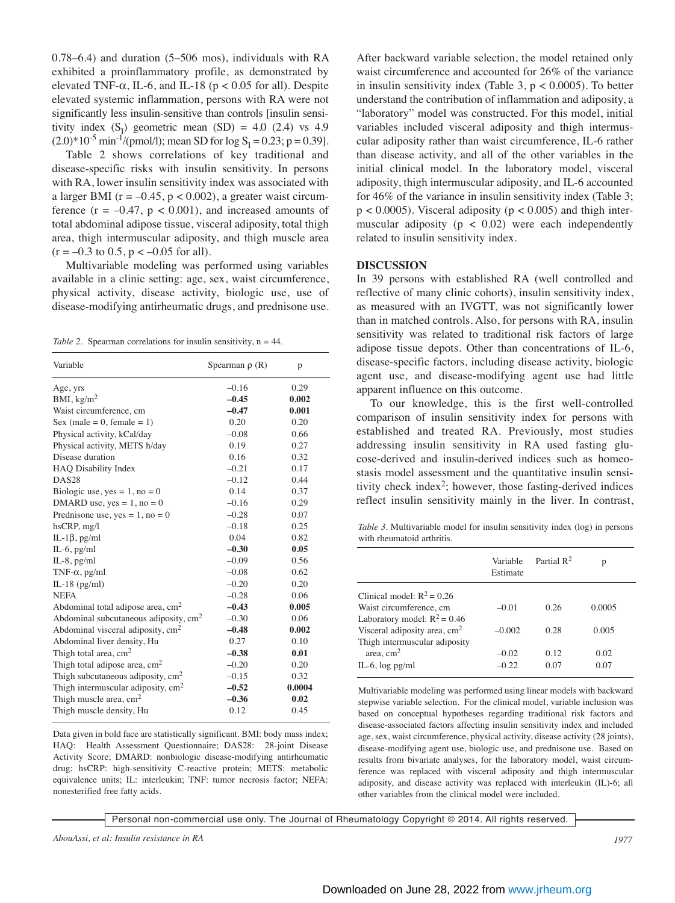0.78–6.4) and duration (5–506 mos), individuals with RA exhibited a proinflammatory profile, as demonstrated by elevated TNF-α, IL-6, and IL-18 ($p < 0.05$ for all). Despite elevated systemic inflammation, persons with RA were not significantly less insulin-sensitive than controls [insulin sensitivity index ($S_I$) geometric mean (SD) = 4.0 (2.4) vs 4.9 (2.0)*$10^{-5}$ $min^{-1}$/(pmol/l); mean SD for log $S_I$ = 0.23; $p = 0.39$].

Table 2 shows correlations of key traditional and disease-specific risks with insulin sensitivity. In persons with RA, lower insulin sensitivity index was associated with a larger BMI ($r = -0.45$, $p < 0.002$), a greater waist circumference ($r = -0.47$, $p < 0.001$), and increased amounts of total abdominal adipose tissue, visceral adiposity, total thigh area, thigh intermuscular adiposity, and thigh muscle area ($r = -0.3$ to 0.5, $p < -0.05$ for all).

Multivariable modeling was performed using variables available in a clinic setting: age, sex, waist circumference, physical activity, disease activity, biologic use, use of disease-modifying antirheumatic drugs, and prednisone use.

*Table 2.* Spearman correlations for insulin sensitivity, n = 44.

| Variable | Spearman ρ (R) | p |
|---|---|---|
| Age, yrs | –0.16 | 0.29 |
| BMI, kg/$m^2$ | **–0.45** | **0.002** |
| Waist circumference, cm | **–0.47** | **0.001** |
| Sex (male = 0, female = 1) | 0.20 | 0.20 |
| Physical activity, kCal/day | –0.08 | 0.66 |
| Physical activity, METS h/day | 0.19 | 0.27 |
| Disease duration | 0.16 | 0.32 |
| HAQ Disability Index | –0.21 | 0.17 |
| DAS28 | –0.12 | 0.44 |
| Biologic use, yes = 1, no = 0 | 0.14 | 0.37 |
| DMARD use, yes = 1, no = 0 | –0.16 | 0.29 |
| Prednisone use, yes = 1, no = 0 | –0.28 | 0.07 |
| hsCRP, mg/l | –0.18 | 0.25 |
| IL-1β, pg/ml | 0.04 | 0.82 |
| IL-6, pg/ml | **–0.30** | **0.05** |
| IL-8, pg/ml | –0.09 | 0.56 |
| TNF-α, pg/ml | –0.08 | 0.62 |
| IL-18 (pg/ml) | –0.20 | 0.20 |
| NEFA | –0.28 | 0.06 |
| Abdominal total adipose area, $cm^2$ | **–0.43** | **0.005** |
| Abdominal subcutaneous adiposity, $cm^2$ | –0.30 | 0.06 |
| Abdominal visceral adiposity, $cm^2$ | **–0.48** | **0.002** |
| Abdominal liver density, Hu | 0.27 | 0.10 |
| Thigh total area, $cm^2$ | **–0.38** | **0.01** |
| Thigh total adipose area, $cm^2$ | –0.20 | 0.20 |
| Thigh subcutaneous adiposity, $cm^2$ | –0.15 | 0.32 |
| Thigh intermuscular adiposity, $cm^2$ | **–0.52** | **0.0004** |
| Thigh muscle area, $cm^2$ | **–0.36** | **0.02** |
| Thigh muscle density, Hu | 0.12 | 0.45 |

Data given in bold face are statistically significant. BMI: body mass index; HAQ: Health Assessment Questionnaire; DAS28: 28-joint Disease Activity Score; DMARD: nonbiologic disease-modifying antirheumatic drug; hsCRP: high-sensitivity C-reactive protein; METS: metabolic equivalence units; IL: interleukin; TNF: tumor necrosis factor; NEFA: nonesterified free fatty acids.

After backward variable selection, the model retained only waist circumference and accounted for 26% of the variance in insulin sensitivity index (Table 3, $p < 0.0005$). To better understand the contribution of inflammation and adiposity, a "laboratory" model was constructed. For this model, initial variables included visceral adiposity and thigh intermuscular adiposity rather than waist circumference, IL-6 rather than disease activity, and all of the other variables in the initial clinical model. In the laboratory model, visceral adiposity, thigh intermuscular adiposity, and IL-6 accounted for 46% of the variance in insulin sensitivity index (Table 3; $p < 0.0005$). Visceral adiposity ($p < 0.005$) and thigh intermuscular adiposity ($p < 0.02$) were each independently related to insulin sensitivity index.

## DISCUSSION

In 39 persons with established RA (well controlled and reflective of many clinic cohorts), insulin sensitivity index, as measured with an IVGTT, was not significantly lower than in matched controls. Also, for persons with RA, insulin sensitivity was related to traditional risk factors of large adipose tissue depots. Other than concentrations of IL-6, disease-specific factors, including disease activity, biologic agent use, and disease-modifying agent use had little apparent influence on this outcome.

To our knowledge, this is the first well-controlled comparison of insulin sensitivity index for persons with established and treated RA. Previously, most studies addressing insulin sensitivity in RA used fasting glucose-derived and insulin-derived indices such as homeostasis model assessment and the quantitative insulin sensitivity check index[2]; however, those fasting-derived indices reflect insulin sensitivity mainly in the liver. In contrast,

*Table 3.* Multivariable model for insulin sensitivity index (log) in persons with rheumatoid arthritis.

| | Variable Estimate | Partial $R^2$ | p |
|---|---|---|---|
| Clinical model: $R^2 = 0.26$ | | | |
| Waist circumference, cm | –0.01 | 0.26 | 0.0005 |
| Laboratory model: $R^2 = 0.46$ | | | |
| Visceral adiposity area, $cm^2$ | –0.002 | 0.28 | 0.005 |
| Thigh intermuscular adiposity area, $cm^2$ | –0.02 | 0.12 | 0.02 |
| IL-6, log pg/ml | –0.22 | 0.07 | 0.07 |

Multivariable modeling was performed using linear models with backward stepwise variable selection. For the clinical model, variable inclusion was based on conceptual hypotheses regarding traditional risk factors and disease-associated factors affecting insulin sensitivity index and included age, sex, waist circumference, physical activity, disease activity (28 joints), disease-modifying agent use, biologic use, and prednisone use. Based on results from bivariate analyses, for the laboratory model, waist circumference was replaced with visceral adiposity and thigh intermuscular adiposity, and disease activity was replaced with interleukin (IL)-6; all other variables from the clinical model were included.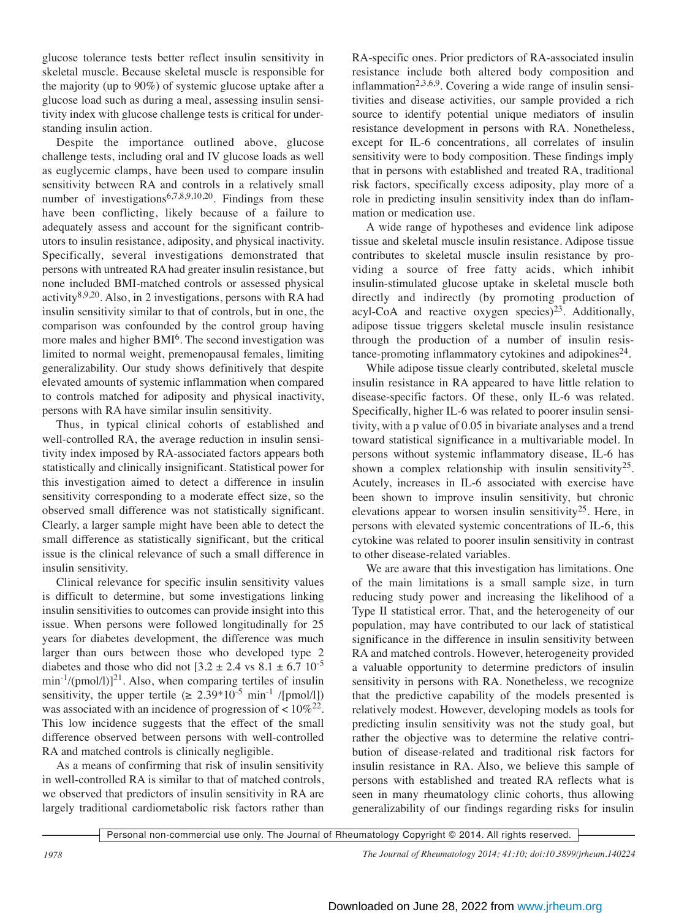glucose tolerance tests better reflect insulin sensitivity in skeletal muscle. Because skeletal muscle is responsible for the majority (up to 90%) of systemic glucose uptake after a glucose load such as during a meal, assessing insulin sensitivity index with glucose challenge tests is critical for understanding insulin action.

Despite the importance outlined above, glucose challenge tests, including oral and IV glucose loads as well as euglycemic clamps, have been used to compare insulin sensitivity between RA and controls in a relatively small number of investigations[6,7,8,9,10,20]. Findings from these have been conflicting, likely because of a failure to adequately assess and account for the significant contributors to insulin resistance, adiposity, and physical inactivity. Specifically, several investigations demonstrated that persons with untreated RA had greater insulin resistance, but none included BMI-matched controls or assessed physical activity[8,9,20]. Also, in 2 investigations, persons with RA had insulin sensitivity similar to that of controls, but in one, the comparison was confounded by the control group having more males and higher BMI[6]. The second investigation was limited to normal weight, premenopausal females, limiting generalizability. Our study shows definitively that despite elevated amounts of systemic inflammation when compared to controls matched for adiposity and physical inactivity, persons with RA have similar insulin sensitivity.

Thus, in typical clinical cohorts of established and well-controlled RA, the average reduction in insulin sensitivity index imposed by RA-associated factors appears both statistically and clinically insignificant. Statistical power for this investigation aimed to detect a difference in insulin sensitivity corresponding to a moderate effect size, so the observed small difference was not statistically significant. Clearly, a larger sample might have been able to detect the small difference as statistically significant, but the critical issue is the clinical relevance of such a small difference in insulin sensitivity.

Clinical relevance for specific insulin sensitivity values is difficult to determine, but some investigations linking insulin sensitivities to outcomes can provide insight into this issue. When persons were followed longitudinally for 25 years for diabetes development, the difference was much larger than ours between those who developed type 2 diabetes and those who did not [$3.2 \pm 2.4$ vs $8.1 \pm 6.7$ $10^{-5}$ $\text{min}^{-1}/(\text{pmol/l})$][21]. Also, when comparing tertiles of insulin sensitivity, the upper tertile ($\geq 2.39 \times 10^{-5}$ $\text{min}^{-1}$ /[pmol/l]) was associated with an incidence of progression of < 10%[22]. This low incidence suggests that the effect of the small difference observed between persons with well-controlled RA and matched controls is clinically negligible.

As a means of confirming that risk of insulin sensitivity in well-controlled RA is similar to that of matched controls, we observed that predictors of insulin sensitivity in RA are largely traditional cardiometabolic risk factors rather than RA-specific ones. Prior predictors of RA-associated insulin resistance include both altered body composition and inflammation[2,3,6,9]. Covering a wide range of insulin sensitivities and disease activities, our sample provided a rich source to identify potential unique mediators of insulin resistance development in persons with RA. Nonetheless, except for IL-6 concentrations, all correlates of insulin sensitivity were to body composition. These findings imply that in persons with established and treated RA, traditional risk factors, specifically excess adiposity, play more of a role in predicting insulin sensitivity index than do inflammation or medication use.

A wide range of hypotheses and evidence link adipose tissue and skeletal muscle insulin resistance. Adipose tissue contributes to skeletal muscle insulin resistance by providing a source of free fatty acids, which inhibit insulin-stimulated glucose uptake in skeletal muscle both directly and indirectly (by promoting production of acyl-CoA and reactive oxygen species)[23]. Additionally, adipose tissue triggers skeletal muscle insulin resistance through the production of a number of insulin resistance-promoting inflammatory cytokines and adipokines[24].

While adipose tissue clearly contributed, skeletal muscle insulin resistance in RA appeared to have little relation to disease-specific factors. Of these, only IL-6 was related. Specifically, higher IL-6 was related to poorer insulin sensitivity, with a p value of 0.05 in bivariate analyses and a trend toward statistical significance in a multivariable model. In persons without systemic inflammatory disease, IL-6 has shown a complex relationship with insulin sensitivity[25]. Acutely, increases in IL-6 associated with exercise have been shown to improve insulin sensitivity, but chronic elevations appear to worsen insulin sensitivity[25]. Here, in persons with elevated systemic concentrations of IL-6, this cytokine was related to poorer insulin sensitivity in contrast to other disease-related variables.

We are aware that this investigation has limitations. One of the main limitations is a small sample size, in turn reducing study power and increasing the likelihood of a Type II statistical error. That, and the heterogeneity of our population, may have contributed to our lack of statistical significance in the difference in insulin sensitivity between RA and matched controls. However, heterogeneity provided a valuable opportunity to determine predictors of insulin sensitivity in persons with RA. Nonetheless, we recognize that the predictive capability of the models presented is relatively modest. However, developing models as tools for predicting insulin sensitivity was not the study goal, but rather the objective was to determine the relative contribution of disease-related and traditional risk factors for insulin resistance in RA. Also, we believe this sample of persons with established and treated RA reflects what is seen in many rheumatology clinic cohorts, thus allowing generalizability of our findings regarding risks for insulin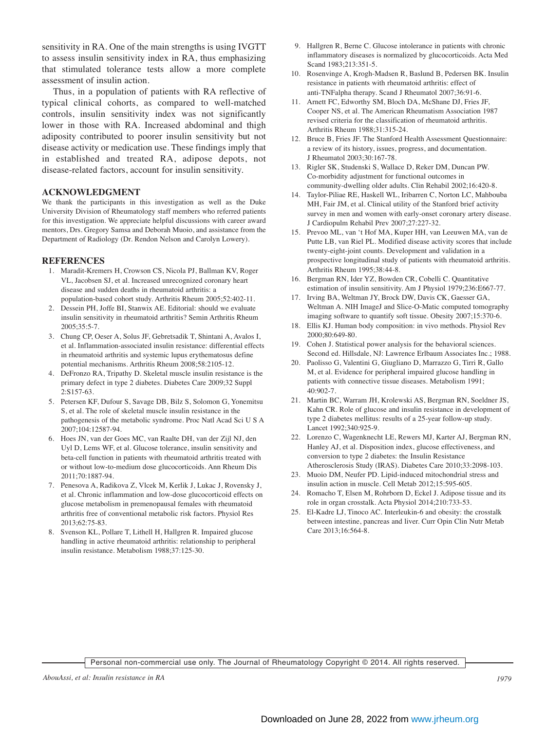sensitivity in RA. One of the main strengths is using IVGTT to assess insulin sensitivity index in RA, thus emphasizing that stimulated tolerance tests allow a more complete assessment of insulin action.

Thus, in a population of patients with RA reflective of typical clinical cohorts, as compared to well-matched controls, insulin sensitivity index was not significantly lower in those with RA. Increased abdominal and thigh adiposity contributed to poorer insulin sensitivity but not disease activity or medication use. These findings imply that in established and treated RA, adipose depots, not disease-related factors, account for insulin sensitivity.

## ACKNOWLEDGMENT

We thank the participants in this investigation as well as the Duke University Division of Rheumatology staff members who referred patients for this investigation. We appreciate helpful discussions with career award mentors, Drs. Gregory Samsa and Deborah Muoio, and assistance from the Department of Radiology (Dr. Rendon Nelson and Carolyn Lowery).

## REFERENCES

1. Maradit-Kremers H, Crowson CS, Nicola PJ, Ballman KV, Roger VL, Jacobsen SJ, et al. Increased unrecognized coronary heart disease and sudden deaths in rheumatoid arthritis: a population-based cohort study. Arthritis Rheum 2005;52:402-11.
2. Dessein PH, Joffe BI, Stanwix AE. Editorial: should we evaluate insulin sensitivity in rheumatoid arthritis? Semin Arthritis Rheum 2005;35:5-7.
3. Chung CP, Oeser A, Solus JF, Gebretsadik T, Shintani A, Avalos I, et al. Inflammation-associated insulin resistance: differential effects in rheumatoid arthritis and systemic lupus erythematosus define potential mechanisms. Arthritis Rheum 2008;58:2105-12.
4. DeFronzo RA, Tripathy D. Skeletal muscle insulin resistance is the primary defect in type 2 diabetes. Diabetes Care 2009;32 Suppl 2:S157-63.
5. Petersen KF, Dufour S, Savage DB, Bilz S, Solomon G, Yonemitsu S, et al. The role of skeletal muscle insulin resistance in the pathogenesis of the metabolic syndrome. Proc Natl Acad Sci U S A 2007;104:12587-94.
6. Hoes JN, van der Goes MC, van Raalte DH, van der Zijl NJ, den Uyl D, Lems WF, et al. Glucose tolerance, insulin sensitivity and beta-cell function in patients with rheumatoid arthritis treated with or without low-to-medium dose glucocorticoids. Ann Rheum Dis 2011;70:1887-94.
7. Penesova A, Radikova Z, Vlcek M, Kerlik J, Lukac J, Rovensky J, et al. Chronic inflammation and low-dose glucocorticoid effects on glucose metabolism in premenopausal females with rheumatoid arthritis free of conventional metabolic risk factors. Physiol Res 2013;62:75-83.
8. Svenson KL, Pollare T, Lithell H, Hallgren R. Impaired glucose handling in active rheumatoid arthritis: relationship to peripheral insulin resistance. Metabolism 1988;37:125-30.
9. Hallgren R, Berne C. Glucose intolerance in patients with chronic inflammatory diseases is normalized by glucocorticoids. Acta Med Scand 1983;213:351-5.
10. Rosenvinge A, Krogh-Madsen R, Baslund B, Pedersen BK. Insulin resistance in patients with rheumatoid arthritis: effect of anti-TNFalpha therapy. Scand J Rheumatol 2007;36:91-6.
11. Arnett FC, Edworthy SM, Bloch DA, McShane DJ, Fries JF, Cooper NS, et al. The American Rheumatism Association 1987 revised criteria for the classification of rheumatoid arthritis. Arthritis Rheum 1988;31:315-24.
12. Bruce B, Fries JF. The Stanford Health Assessment Questionnaire: a review of its history, issues, progress, and documentation. J Rheumatol 2003;30:167-78.
13. Rigler SK, Studenski S, Wallace D, Reker DM, Duncan PW. Co-morbidity adjustment for functional outcomes in community-dwelling older adults. Clin Rehabil 2002;16:420-8.
14. Taylor-Piliae RE, Haskell WL, Iribarren C, Norton LC, Mahbouba MH, Fair JM, et al. Clinical utility of the Stanford brief activity survey in men and women with early-onset coronary artery disease. J Cardiopulm Rehabil Prev 2007;27:227-32.
15. Prevoo ML, van 't Hof MA, Kuper HH, van Leeuwen MA, van de Putte LB, van Riel PL. Modified disease activity scores that include twenty-eight-joint counts. Development and validation in a prospective longitudinal study of patients with rheumatoid arthritis. Arthritis Rheum 1995;38:44-8.
16. Bergman RN, Ider YZ, Bowden CR, Cobelli C. Quantitative estimation of insulin sensitivity. Am J Physiol 1979;236:E667-77.
17. Irving BA, Weltman JY, Brock DW, Davis CK, Gaesser GA, Weltman A. NIH ImageJ and Slice-O-Matic computed tomography imaging software to quantify soft tissue. Obesity 2007;15:370-6.
18. Ellis KJ. Human body composition: in vivo methods. Physiol Rev 2000;80:649-80.
19. Cohen J. Statistical power analysis for the behavioral sciences. Second ed. Hillsdale, NJ: Lawrence Erlbaum Associates Inc.; 1988.
20. Paolisso G, Valentini G, Giugliano D, Marrazzo G, Tirri R, Gallo M, et al. Evidence for peripheral impaired glucose handling in patients with connective tissue diseases. Metabolism 1991; 40:902-7.
21. Martin BC, Warram JH, Krolewski AS, Bergman RN, Soeldner JS, Kahn CR. Role of glucose and insulin resistance in development of type 2 diabetes mellitus: results of a 25-year follow-up study. Lancet 1992;340:925-9.
22. Lorenzo C, Wagenknecht LE, Rewers MJ, Karter AJ, Bergman RN, Hanley AJ, et al. Disposition index, glucose effectiveness, and conversion to type 2 diabetes: the Insulin Resistance Atherosclerosis Study (IRAS). Diabetes Care 2010;33:2098-103.
23. Muoio DM, Neufer PD. Lipid-induced mitochondrial stress and insulin action in muscle. Cell Metab 2012;15:595-605.
24. Romacho T, Elsen M, Rohrborn D, Eckel J. Adipose tissue and its role in organ crosstalk. Acta Physiol 2014;210:733-53.
25. El-Kadre LJ, Tinoco AC. Interleukin-6 and obesity: the crosstalk between intestine, pancreas and liver. Curr Opin Clin Nutr Metab Care 2013;16:564-8.